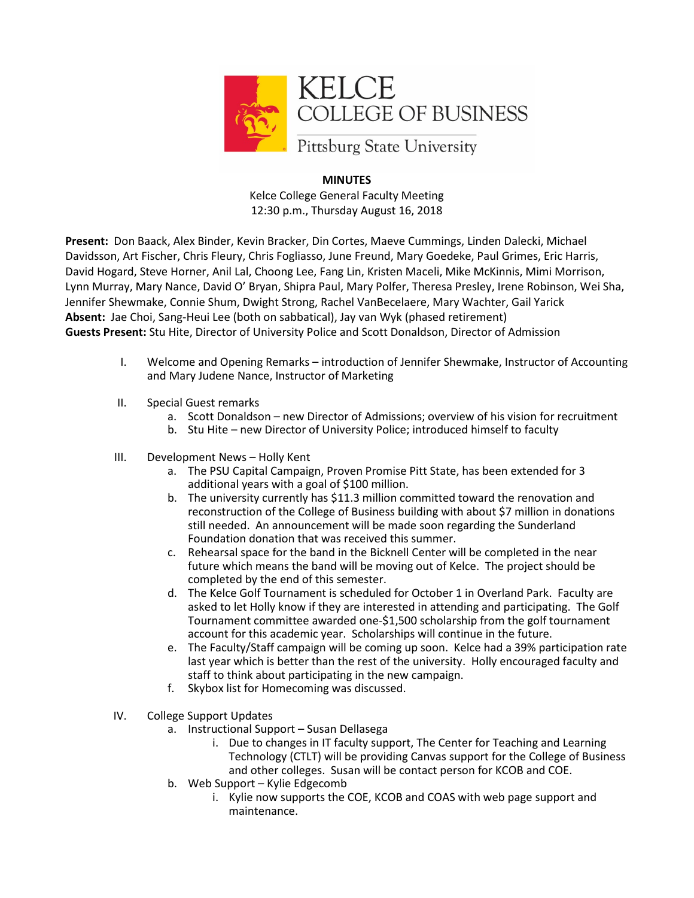KELCE
COLLEGE OF BUSINESS
Pittsburg State University

**MINUTES**

Kelce College General Faculty Meeting
12:30 p.m., Thursday August 16, 2018

**Present:** Don Baack, Alex Binder, Kevin Bracker, Din Cortes, Maeve Cummings, Linden Dalecki, Michael Davidsson, Art Fischer, Chris Fleury, Chris Fogliasso, June Freund, Mary Goedeke, Paul Grimes, Eric Harris, David Hogard, Steve Horner, Anil Lal, Choong Lee, Fang Lin, Kristen Maceli, Mike McKinnis, Mimi Morrison, Lynn Murray, Mary Nance, David O' Bryan, Shipra Paul, Mary Polfer, Theresa Presley, Irene Robinson, Wei Sha, Jennifer Shewmake, Connie Shum, Dwight Strong, Rachel VanBecelaere, Mary Wachter, Gail Yarick
**Absent:** Jae Choi, Sang-Heui Lee (both on sabbatical), Jay van Wyk (phased retirement)
**Guests Present:** Stu Hite, Director of University Police and Scott Donaldson, Director of Admission

I. Welcome and Opening Remarks – introduction of Jennifer Shewmake, Instructor of Accounting and Mary Judene Nance, Instructor of Marketing

II. Special Guest remarks
   a. Scott Donaldson – new Director of Admissions; overview of his vision for recruitment
   b. Stu Hite – new Director of University Police; introduced himself to faculty

III. Development News – Holly Kent
   a. The PSU Capital Campaign, Proven Promise Pitt State, has been extended for 3 additional years with a goal of $100 million.
   b. The university currently has $11.3 million committed toward the renovation and reconstruction of the College of Business building with about $7 million in donations still needed. An announcement will be made soon regarding the Sunderland Foundation donation that was received this summer.
   c. Rehearsal space for the band in the Bicknell Center will be completed in the near future which means the band will be moving out of Kelce. The project should be completed by the end of this semester.
   d. The Kelce Golf Tournament is scheduled for October 1 in Overland Park. Faculty are asked to let Holly know if they are interested in attending and participating. The Golf Tournament committee awarded one-$1,500 scholarship from the golf tournament account for this academic year. Scholarships will continue in the future.
   e. The Faculty/Staff campaign will be coming up soon. Kelce had a 39% participation rate last year which is better than the rest of the university. Holly encouraged faculty and staff to think about participating in the new campaign.
   f. Skybox list for Homecoming was discussed.

IV. College Support Updates
   a. Instructional Support – Susan Dellasega
      i. Due to changes in IT faculty support, The Center for Teaching and Learning Technology (CTLT) will be providing Canvas support for the College of Business and other colleges. Susan will be contact person for KCOB and COE.
   b. Web Support – Kylie Edgecomb
      i. Kylie now supports the COE, KCOB and COAS with web page support and maintenance.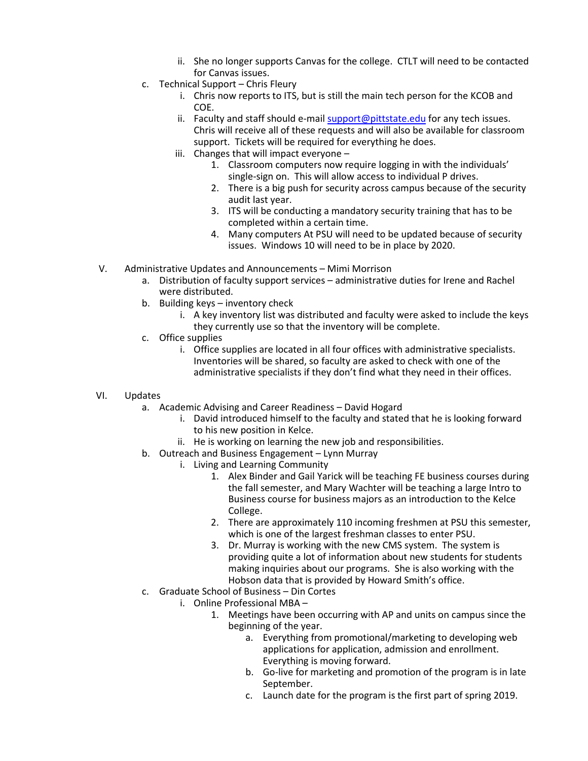- ii. She no longer supports Canvas for the college. CTLT will need to be contacted for Canvas issues.
  - c. Technical Support – Chris Fleury
    - i. Chris now reports to ITS, but is still the main tech person for the KCOB and COE.
    - ii. Faculty and staff should e-mail support@pittstate.edu for any tech issues. Chris will receive all of these requests and will also be available for classroom support. Tickets will be required for everything he does.
    - iii. Changes that will impact everyone –
      1. Classroom computers now require logging in with the individuals' single-sign on. This will allow access to individual P drives.
      2. There is a big push for security across campus because of the security audit last year.
      3. ITS will be conducting a mandatory security training that has to be completed within a certain time.
      4. Many computers At PSU will need to be updated because of security issues. Windows 10 will need to be in place by 2020.

V. Administrative Updates and Announcements – Mimi Morrison
  - a. Distribution of faculty support services – administrative duties for Irene and Rachel were distributed.
  - b. Building keys – inventory check
    - i. A key inventory list was distributed and faculty were asked to include the keys they currently use so that the inventory will be complete.
  - c. Office supplies
    - i. Office supplies are located in all four offices with administrative specialists. Inventories will be shared, so faculty are asked to check with one of the administrative specialists if they don't find what they need in their offices.

VI. Updates
  - a. Academic Advising and Career Readiness – David Hogard
    - i. David introduced himself to the faculty and stated that he is looking forward to his new position in Kelce.
    - ii. He is working on learning the new job and responsibilities.
  - b. Outreach and Business Engagement – Lynn Murray
    - i. Living and Learning Community
      1. Alex Binder and Gail Yarick will be teaching FE business courses during the fall semester, and Mary Wachter will be teaching a large Intro to Business course for business majors as an introduction to the Kelce College.
      2. There are approximately 110 incoming freshmen at PSU this semester, which is one of the largest freshman classes to enter PSU.
      3. Dr. Murray is working with the new CMS system. The system is providing quite a lot of information about new students for students making inquiries about our programs. She is also working with the Hobson data that is provided by Howard Smith's office.
  - c. Graduate School of Business – Din Cortes
    - i. Online Professional MBA –
      1. Meetings have been occurring with AP and units on campus since the beginning of the year.
         - a. Everything from promotional/marketing to developing web applications for application, admission and enrollment. Everything is moving forward.
         - b. Go-live for marketing and promotion of the program is in late September.
         - c. Launch date for the program is the first part of spring 2019.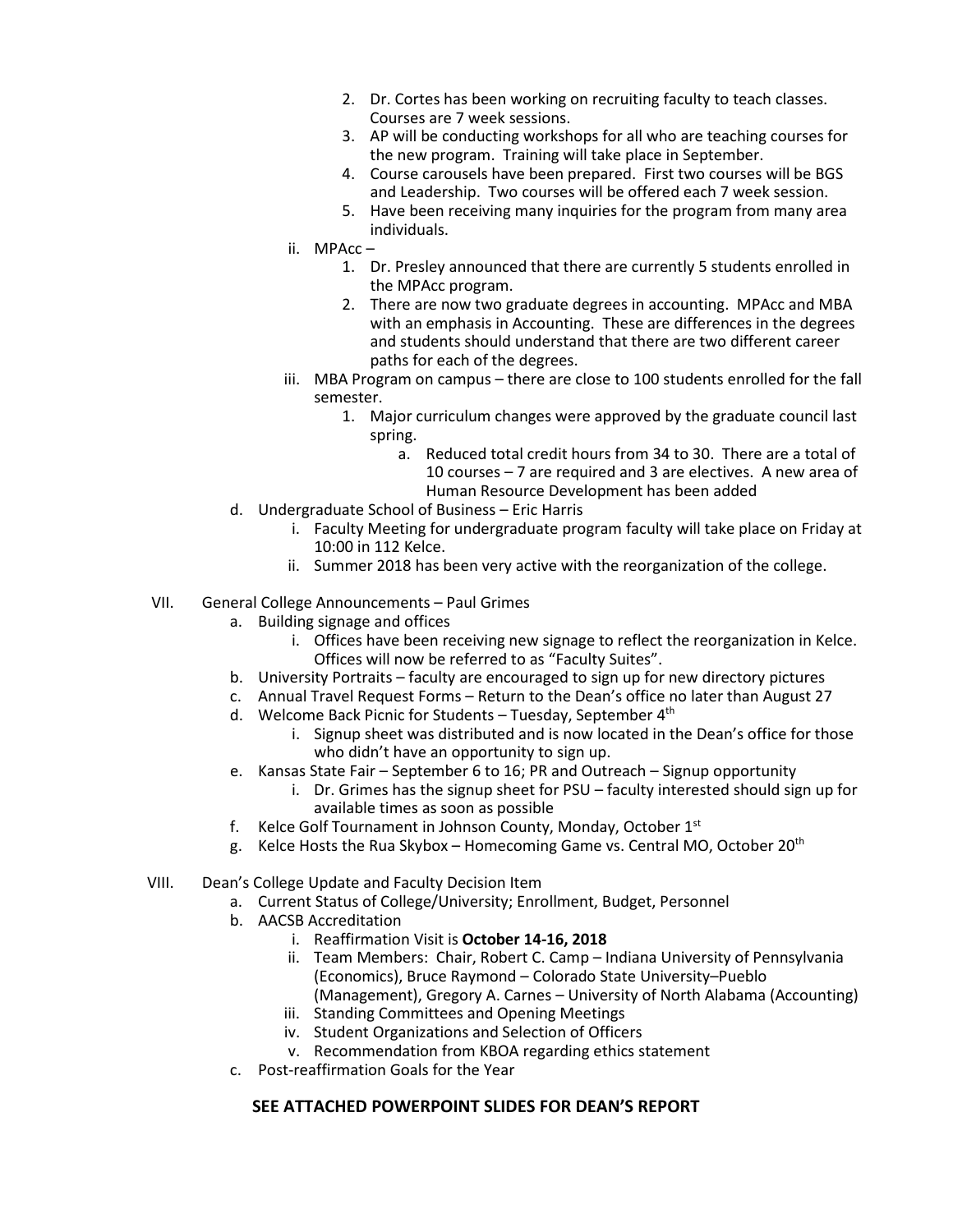2. Dr. Cortes has been working on recruiting faculty to teach classes. Courses are 7 week sessions.
3. AP will be conducting workshops for all who are teaching courses for the new program. Training will take place in September.
4. Course carousels have been prepared. First two courses will be BGS and Leadership. Two courses will be offered each 7 week session.
5. Have been receiving many inquiries for the program from many area individuals.

ii. MPAcc –

1. Dr. Presley announced that there are currently 5 students enrolled in the MPAcc program.
2. There are now two graduate degrees in accounting. MPAcc and MBA with an emphasis in Accounting. These are differences in the degrees and students should understand that there are two different career paths for each of the degrees.

iii. MBA Program on campus – there are close to 100 students enrolled for the fall semester.

1. Major curriculum changes were approved by the graduate council last spring.
   a. Reduced total credit hours from 34 to 30. There are a total of 10 courses – 7 are required and 3 are electives. A new area of Human Resource Development has been added

d. Undergraduate School of Business – Eric Harris

i. Faculty Meeting for undergraduate program faculty will take place on Friday at 10:00 in 112 Kelce.

ii. Summer 2018 has been very active with the reorganization of the college.

VII. General College Announcements – Paul Grimes

a. Building signage and offices
   i. Offices have been receiving new signage to reflect the reorganization in Kelce. Offices will now be referred to as "Faculty Suites".

b. University Portraits – faculty are encouraged to sign up for new directory pictures

c. Annual Travel Request Forms – Return to the Dean's office no later than August 27

d. Welcome Back Picnic for Students – Tuesday, September 4th
   i. Signup sheet was distributed and is now located in the Dean's office for those who didn't have an opportunity to sign up.

e. Kansas State Fair – September 6 to 16; PR and Outreach – Signup opportunity
   i. Dr. Grimes has the signup sheet for PSU – faculty interested should sign up for available times as soon as possible

f. Kelce Golf Tournament in Johnson County, Monday, October 1st

g. Kelce Hosts the Rua Skybox – Homecoming Game vs. Central MO, October 20th

VIII. Dean's College Update and Faculty Decision Item

a. Current Status of College/University; Enrollment, Budget, Personnel

b. AACSB Accreditation
   i. Reaffirmation Visit is **October 14-16, 2018**
   ii. Team Members: Chair, Robert C. Camp – Indiana University of Pennsylvania (Economics), Bruce Raymond – Colorado State University–Pueblo (Management), Gregory A. Carnes – University of North Alabama (Accounting)
   iii. Standing Committees and Opening Meetings
   iv. Student Organizations and Selection of Officers
   v. Recommendation from KBOA regarding ethics statement

c. Post-reaffirmation Goals for the Year

**SEE ATTACHED POWERPOINT SLIDES FOR DEAN'S REPORT**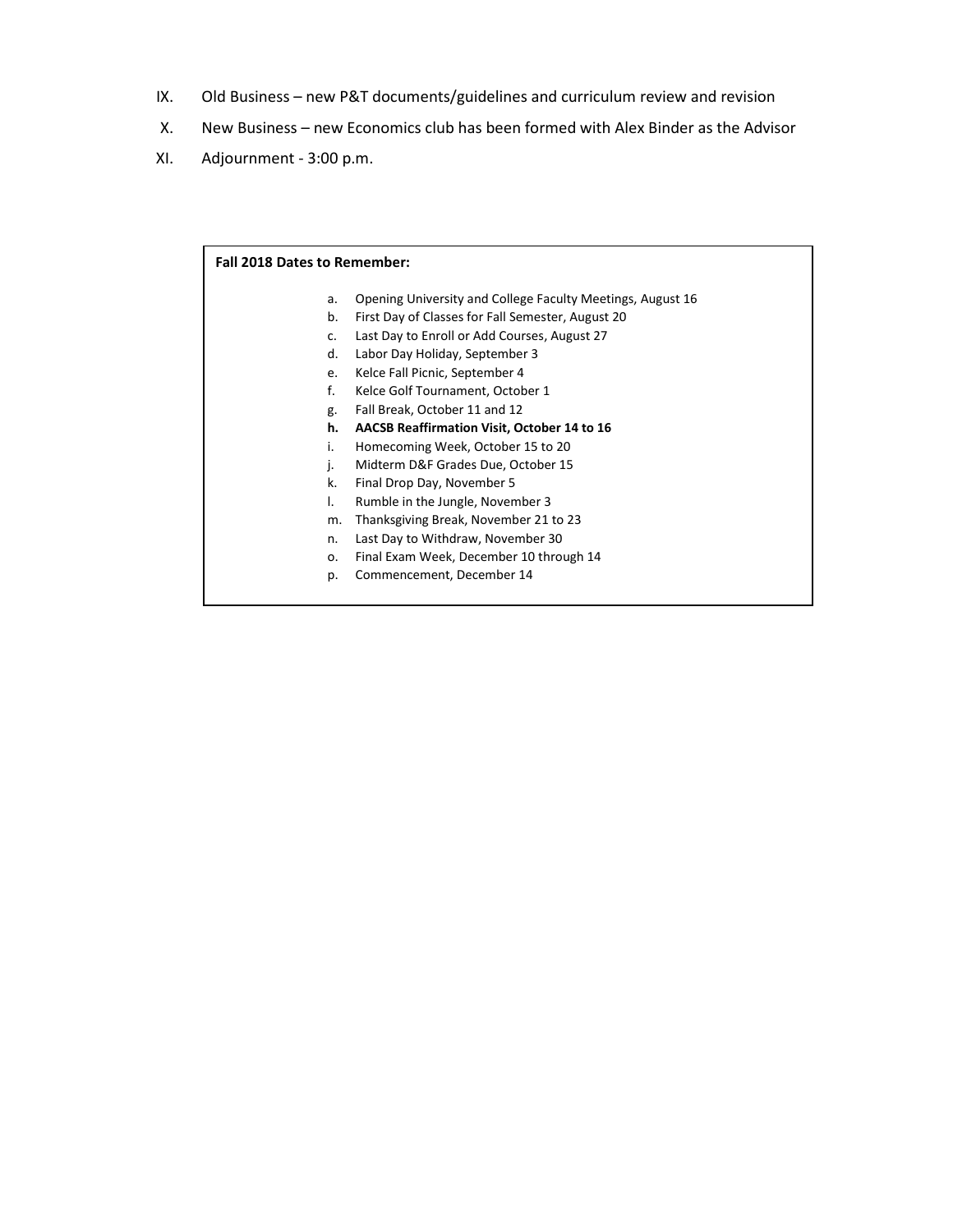IX. Old Business – new P&T documents/guidelines and curriculum review and revision

X. New Business – new Economics club has been formed with Alex Binder as the Advisor

XI. Adjournment - 3:00 p.m.

**Fall 2018 Dates to Remember:**

a. Opening University and College Faculty Meetings, August 16
b. First Day of Classes for Fall Semester, August 20
c. Last Day to Enroll or Add Courses, August 27
d. Labor Day Holiday, September 3
e. Kelce Fall Picnic, September 4
f. Kelce Golf Tournament, October 1
g. Fall Break, October 11 and 12
**h. AACSB Reaffirmation Visit, October 14 to 16**
i. Homecoming Week, October 15 to 20
j. Midterm D&F Grades Due, October 15
k. Final Drop Day, November 5
l. Rumble in the Jungle, November 3
m. Thanksgiving Break, November 21 to 23
n. Last Day to Withdraw, November 30
o. Final Exam Week, December 10 through 14
p. Commencement, December 14